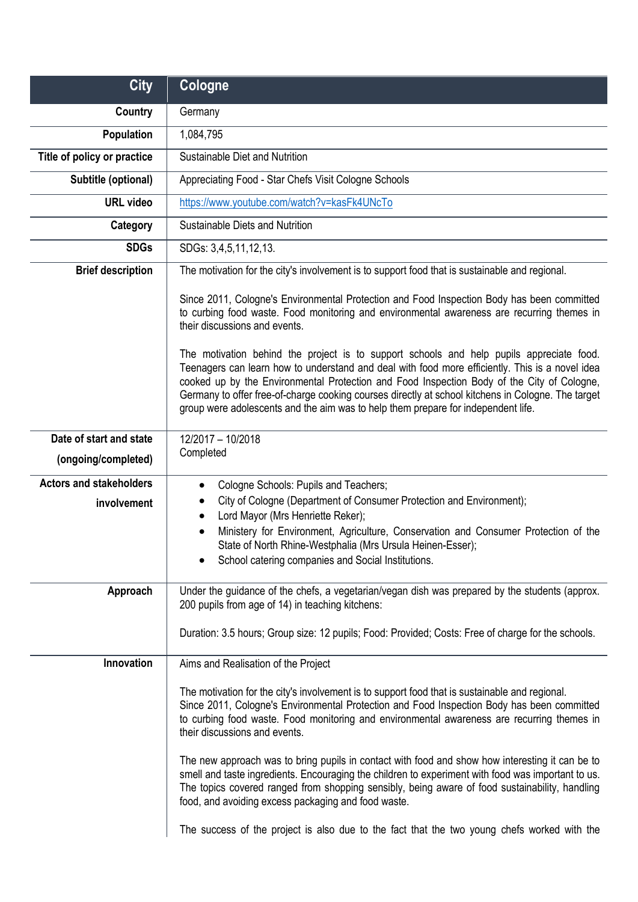| City | Cologne |
|---|---|
| Country | Germany |
| Population | 1,084,795 |
| Title of policy or practice | Sustainable Diet and Nutrition |
| Subtitle (optional) | Appreciating Food - Star Chefs Visit Cologne Schools |
| URL video | https://www.youtube.com/watch?v=kasFk4UNcTo |
| Category | Sustainable Diets and Nutrition |
| SDGs | SDGs: 3,4,5,11,12,13. |
| Brief description | The motivation for the city's involvement is to support food that is sustainable and regional.<br><br>Since 2011, Cologne's Environmental Protection and Food Inspection Body has been committed to curbing food waste. Food monitoring and environmental awareness are recurring themes in their discussions and events.<br><br>The motivation behind the project is to support schools and help pupils appreciate food. Teenagers can learn how to understand and deal with food more efficiently. This is a novel idea cooked up by the Environmental Protection and Food Inspection Body of the City of Cologne, Germany to offer free-of-charge cooking courses directly at school kitchens in Cologne. The target group were adolescents and the aim was to help them prepare for independent life. |
| Date of start and state (ongoing/completed) | 12/2017 – 10/2018<br>Completed |
| Actors and stakeholders involvement | • Cologne Schools: Pupils and Teachers;<br>• City of Cologne (Department of Consumer Protection and Environment);<br>• Lord Mayor (Mrs Henriette Reker);<br>• Ministery for Environment, Agriculture, Conservation and Consumer Protection of the State of North Rhine-Westphalia (Mrs Ursula Heinen-Esser);<br>• School catering companies and Social Institutions. |
| Approach | Under the guidance of the chefs, a vegetarian/vegan dish was prepared by the students (approx. 200 pupils from age of 14) in teaching kitchens:<br><br>Duration: 3.5 hours; Group size: 12 pupils; Food: Provided; Costs: Free of charge for the schools. |
| Innovation | Aims and Realisation of the Project<br><br>The motivation for the city's involvement is to support food that is sustainable and regional.<br>Since 2011, Cologne's Environmental Protection and Food Inspection Body has been committed to curbing food waste. Food monitoring and environmental awareness are recurring themes in their discussions and events.<br><br>The new approach was to bring pupils in contact with food and show how interesting it can be to smell and taste ingredients. Encouraging the children to experiment with food was important to us. The topics covered ranged from shopping sensibly, being aware of food sustainability, handling food, and avoiding excess packaging and food waste.<br><br>The success of the project is also due to the fact that the two young chefs worked with the |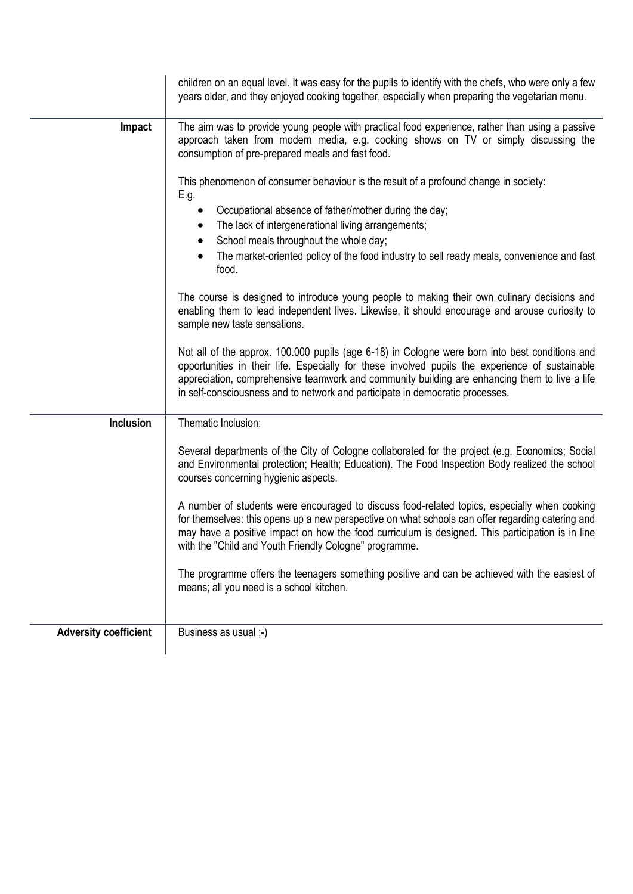| | |
|---|---|
| | children on an equal level. It was easy for the pupils to identify with the chefs, who were only a few years older, and they enjoyed cooking together, especially when preparing the vegetarian menu. |
| **Impact** | The aim was to provide young people with practical food experience, rather than using a passive approach taken from modern media, e.g. cooking shows on TV or simply discussing the consumption of pre-prepared meals and fast food.<br><br>This phenomenon of consumer behaviour is the result of a profound change in society:<br>E.g.<br>• Occupational absence of father/mother during the day;<br>• The lack of intergenerational living arrangements;<br>• School meals throughout the whole day;<br>• The market-oriented policy of the food industry to sell ready meals, convenience and fast food.<br><br>The course is designed to introduce young people to making their own culinary decisions and enabling them to lead independent lives. Likewise, it should encourage and arouse curiosity to sample new taste sensations.<br><br>Not all of the approx. 100.000 pupils (age 6-18) in Cologne were born into best conditions and opportunities in their life. Especially for these involved pupils the experience of sustainable appreciation, comprehensive teamwork and community building are enhancing them to live a life in self-consciousness and to network and participate in democratic processes. |
| **Inclusion** | Thematic Inclusion:<br><br>Several departments of the City of Cologne collaborated for the project (e.g. Economics; Social and Environmental protection; Health; Education). The Food Inspection Body realized the school courses concerning hygienic aspects.<br><br>A number of students were encouraged to discuss food-related topics, especially when cooking for themselves: this opens up a new perspective on what schools can offer regarding catering and may have a positive impact on how the food curriculum is designed. This participation is in line with the "Child and Youth Friendly Cologne" programme.<br><br>The programme offers the teenagers something positive and can be achieved with the easiest of means; all you need is a school kitchen. |
| **Adversity coefficient** | Business as usual ;-) |